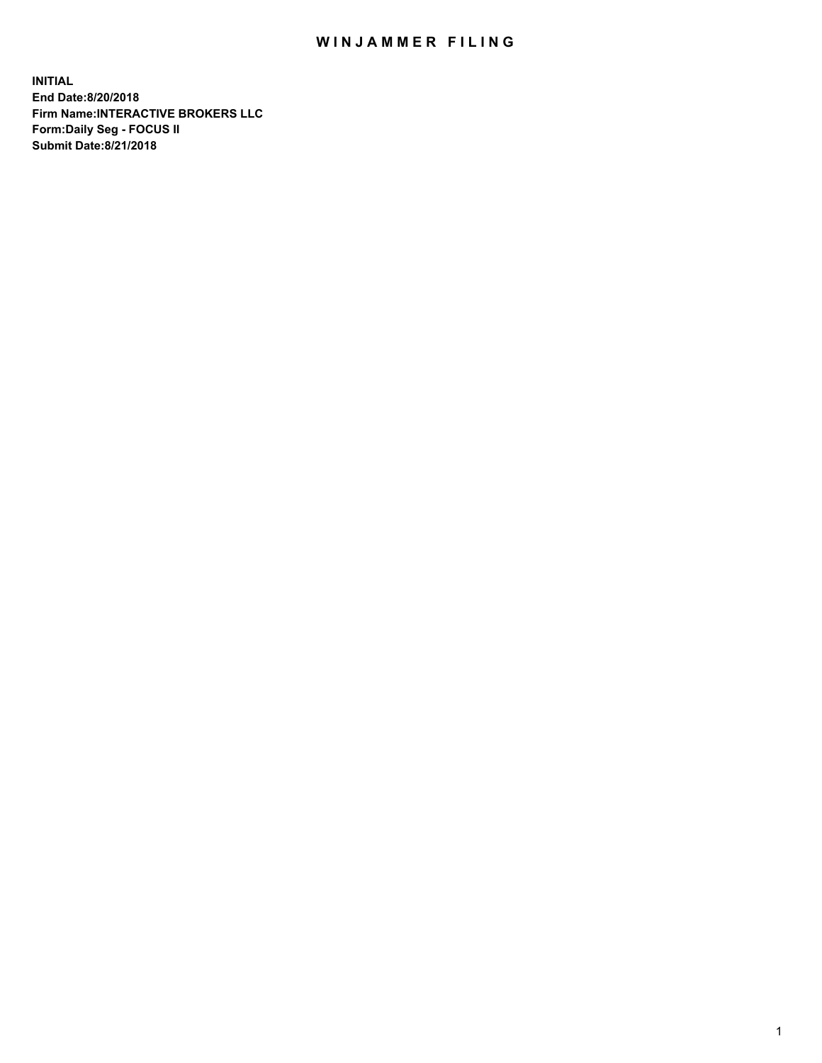# WINJAMMER FILING

**INITIAL**
**End Date:8/20/2018**
**Firm Name:INTERACTIVE BROKERS LLC**
**Form:Daily Seg - FOCUS II**
**Submit Date:8/21/2018**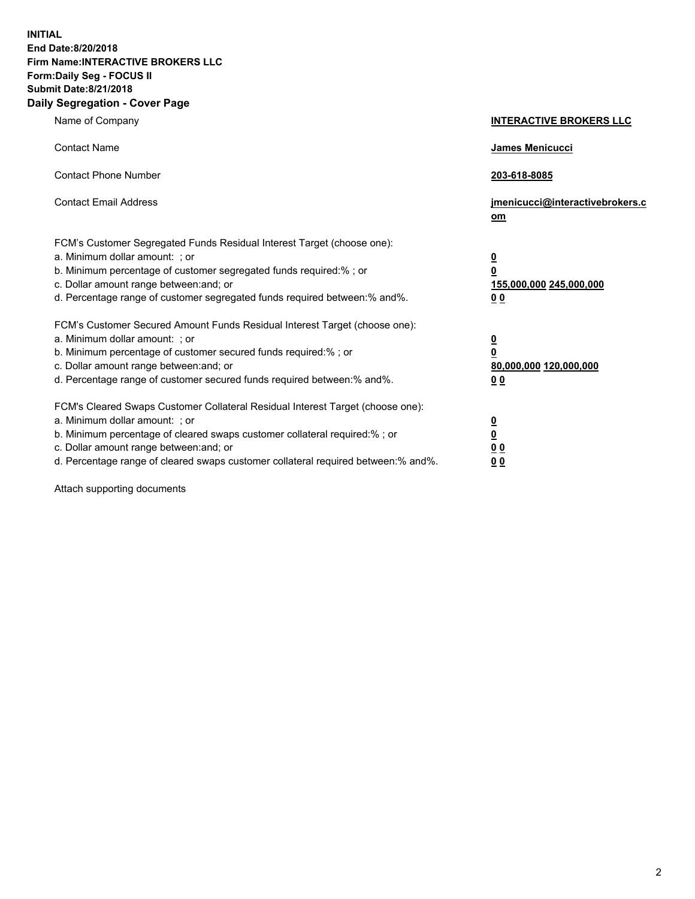**INITIAL**
**End Date:8/20/2018**
**Firm Name:INTERACTIVE BROKERS LLC**
**Form:Daily Seg - FOCUS II**
**Submit Date:8/21/2018**

## Daily Segregation - Cover Page

| | |
|---|---|
| Name of Company | **INTERACTIVE BROKERS LLC** |
| Contact Name | **James Menicucci** |
| Contact Phone Number | **203-618-8085** |
| Contact Email Address | **jmenicucci@interactivebrokers.com** |

FCM's Customer Segregated Funds Residual Interest Target (choose one):

| | |
|---|---|
| a. Minimum dollar amount: ; or | **0** |
| b. Minimum percentage of customer segregated funds required:% ; or | **0** |
| c. Dollar amount range between:and; or | **155,000,000** **245,000,000** |
| d. Percentage range of customer segregated funds required between:% and%. | **0** **0** |

FCM's Customer Secured Amount Funds Residual Interest Target (choose one):

| | |
|---|---|
| a. Minimum dollar amount: ; or | **0** |
| b. Minimum percentage of customer secured funds required:% ; or | **0** |
| c. Dollar amount range between:and; or | **80,000,000** **120,000,000** |
| d. Percentage range of customer secured funds required between:% and%. | **0** **0** |

FCM's Cleared Swaps Customer Collateral Residual Interest Target (choose one):

| | |
|---|---|
| a. Minimum dollar amount: ; or | **0** |
| b. Minimum percentage of cleared swaps customer collateral required:% ; or | **0** |
| c. Dollar amount range between:and; or | **0** **0** |
| d. Percentage range of cleared swaps customer collateral required between:% and%. | **0** **0** |

Attach supporting documents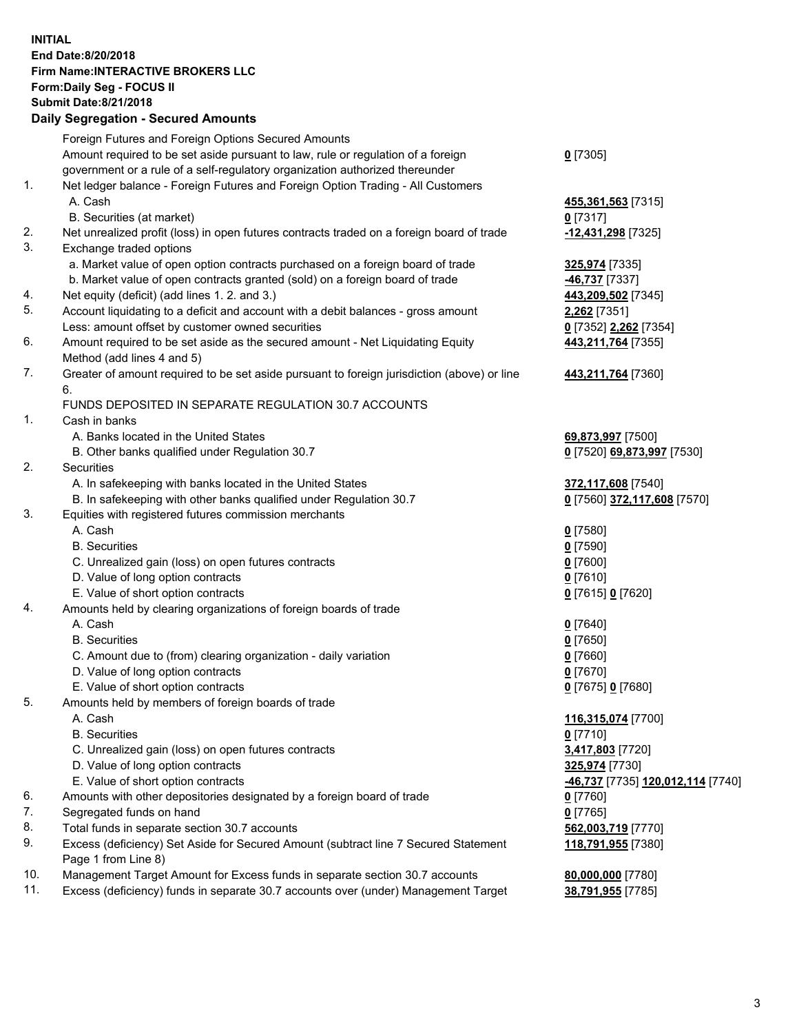**INITIAL**
**End Date:8/20/2018**
**Firm Name:INTERACTIVE BROKERS LLC**
**Form:Daily Seg - FOCUS II**
**Submit Date:8/21/2018**

## Daily Segregation - Secured Amounts

| | | |
|---|---|---|
| | Foreign Futures and Foreign Options Secured Amounts | |
| | Amount required to be set aside pursuant to law, rule or regulation of a foreign government or a rule of a self-regulatory organization authorized thereunder | **0** [7305] |
| 1. | Net ledger balance - Foreign Futures and Foreign Option Trading - All Customers | |
| | A. Cash | **455,361,563** [7315] |
| | B. Securities (at market) | **0** [7317] |
| 2. | Net unrealized profit (loss) in open futures contracts traded on a foreign board of trade | **-12,431,298** [7325] |
| 3. | Exchange traded options | |
| | a. Market value of open option contracts purchased on a foreign board of trade | **325,974** [7335] |
| | b. Market value of open contracts granted (sold) on a foreign board of trade | **-46,737** [7337] |
| 4. | Net equity (deficit) (add lines 1. 2. and 3.) | **443,209,502** [7345] |
| 5. | Account liquidating to a deficit and account with a debit balances - gross amount | **2,262** [7351] |
| | Less: amount offset by customer owned securities | **0** [7352] **2,262** [7354] |
| 6. | Amount required to be set aside as the secured amount - Net Liquidating Equity Method (add lines 4 and 5) | **443,211,764** [7355] |
| 7. | Greater of amount required to be set aside pursuant to foreign jurisdiction (above) or line 6. | **443,211,764** [7360] |
| | FUNDS DEPOSITED IN SEPARATE REGULATION 30.7 ACCOUNTS | |
| 1. | Cash in banks | |
| | A. Banks located in the United States | **69,873,997** [7500] |
| | B. Other banks qualified under Regulation 30.7 | **0** [7520] **69,873,997** [7530] |
| 2. | Securities | |
| | A. In safekeeping with banks located in the United States | **372,117,608** [7540] |
| | B. In safekeeping with other banks qualified under Regulation 30.7 | **0** [7560] **372,117,608** [7570] |
| 3. | Equities with registered futures commission merchants | |
| | A. Cash | **0** [7580] |
| | B. Securities | **0** [7590] |
| | C. Unrealized gain (loss) on open futures contracts | **0** [7600] |
| | D. Value of long option contracts | **0** [7610] |
| | E. Value of short option contracts | **0** [7615] **0** [7620] |
| 4. | Amounts held by clearing organizations of foreign boards of trade | |
| | A. Cash | **0** [7640] |
| | B. Securities | **0** [7650] |
| | C. Amount due to (from) clearing organization - daily variation | **0** [7660] |
| | D. Value of long option contracts | **0** [7670] |
| | E. Value of short option contracts | **0** [7675] **0** [7680] |
| 5. | Amounts held by members of foreign boards of trade | |
| | A. Cash | **116,315,074** [7700] |
| | B. Securities | **0** [7710] |
| | C. Unrealized gain (loss) on open futures contracts | **3,417,803** [7720] |
| | D. Value of long option contracts | **325,974** [7730] |
| | E. Value of short option contracts | **-46,737** [7735] **120,012,114** [7740] |
| 6. | Amounts with other depositories designated by a foreign board of trade | **0** [7760] |
| 7. | Segregated funds on hand | **0** [7765] |
| 8. | Total funds in separate section 30.7 accounts | **562,003,719** [7770] |
| 9. | Excess (deficiency) Set Aside for Secured Amount (subtract line 7 Secured Statement Page 1 from Line 8) | **118,791,955** [7380] |
| 10. | Management Target Amount for Excess funds in separate section 30.7 accounts | **80,000,000** [7780] |
| 11. | Excess (deficiency) funds in separate 30.7 accounts over (under) Management Target | **38,791,955** [7785] |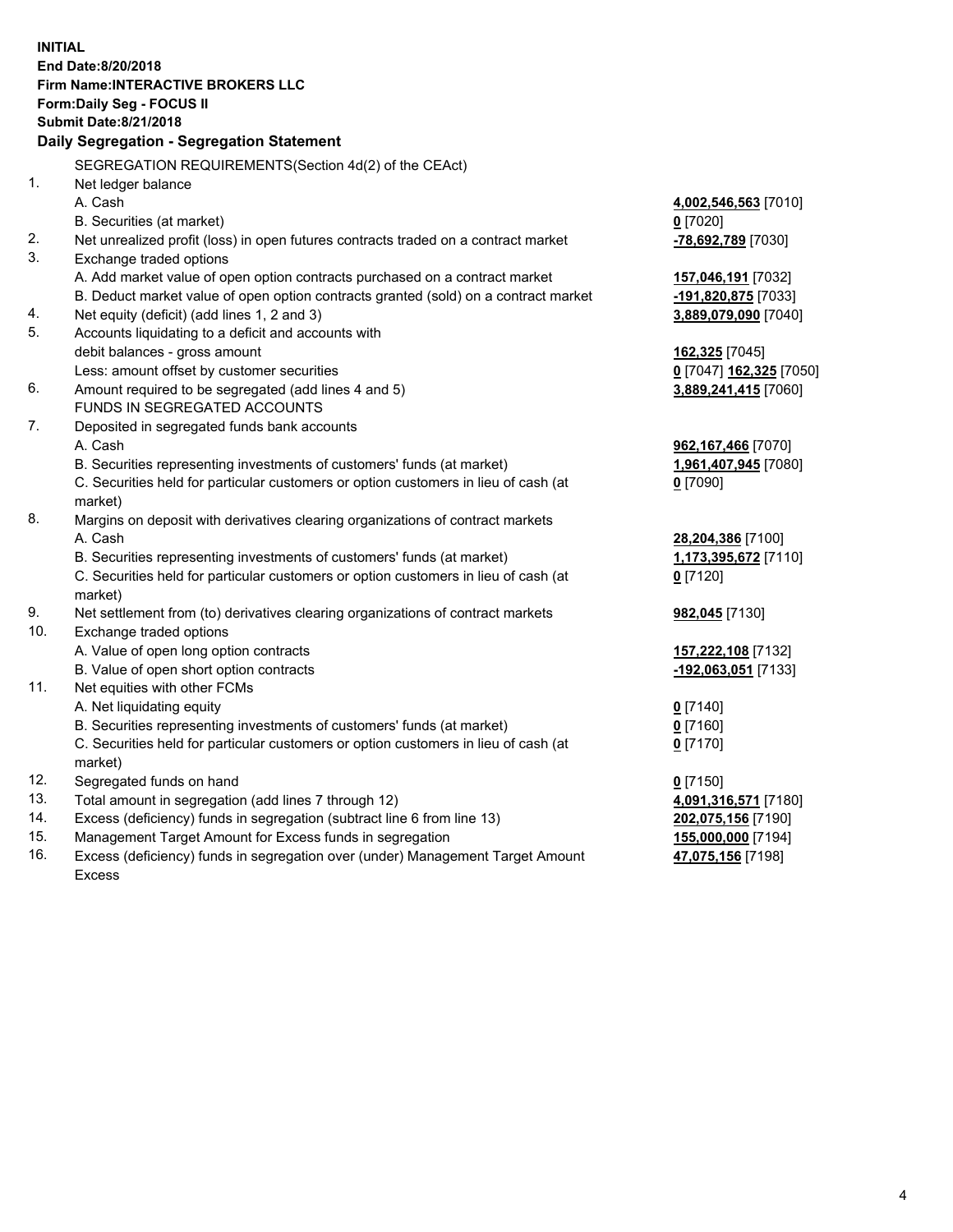**INITIAL**
**End Date:8/20/2018**
**Firm Name:INTERACTIVE BROKERS LLC**
**Form:Daily Seg - FOCUS II**
**Submit Date:8/21/2018**

**Daily Segregation - Segregation Statement**

SEGREGATION REQUIREMENTS(Section 4d(2) of the CEAct)

| | | |
|---|---|---|
| 1. | Net ledger balance | |
| | A. Cash | **4,002,546,563** [7010] |
| | B. Securities (at market) | **0** [7020] |
| 2. | Net unrealized profit (loss) in open futures contracts traded on a contract market | **-78,692,789** [7030] |
| 3. | Exchange traded options | |
| | A. Add market value of open option contracts purchased on a contract market | **157,046,191** [7032] |
| | B. Deduct market value of open option contracts granted (sold) on a contract market | **-191,820,875** [7033] |
| 4. | Net equity (deficit) (add lines 1, 2 and 3) | **3,889,079,090** [7040] |
| 5. | Accounts liquidating to a deficit and accounts with | |
| | debit balances - gross amount | **162,325** [7045] |
| | Less: amount offset by customer securities | **0** [7047] **162,325** [7050] |
| 6. | Amount required to be segregated (add lines 4 and 5) | **3,889,241,415** [7060] |
| | FUNDS IN SEGREGATED ACCOUNTS | |
| 7. | Deposited in segregated funds bank accounts | |
| | A. Cash | **962,167,466** [7070] |
| | B. Securities representing investments of customers' funds (at market) | **1,961,407,945** [7080] |
| | C. Securities held for particular customers or option customers in lieu of cash (at market) | **0** [7090] |
| 8. | Margins on deposit with derivatives clearing organizations of contract markets | |
| | A. Cash | **28,204,386** [7100] |
| | B. Securities representing investments of customers' funds (at market) | **1,173,395,672** [7110] |
| | C. Securities held for particular customers or option customers in lieu of cash (at market) | **0** [7120] |
| 9. | Net settlement from (to) derivatives clearing organizations of contract markets | **982,045** [7130] |
| 10. | Exchange traded options | |
| | A. Value of open long option contracts | **157,222,108** [7132] |
| | B. Value of open short option contracts | **-192,063,051** [7133] |
| 11. | Net equities with other FCMs | |
| | A. Net liquidating equity | **0** [7140] |
| | B. Securities representing investments of customers' funds (at market) | **0** [7160] |
| | C. Securities held for particular customers or option customers in lieu of cash (at market) | **0** [7170] |
| 12. | Segregated funds on hand | **0** [7150] |
| 13. | Total amount in segregation (add lines 7 through 12) | **4,091,316,571** [7180] |
| 14. | Excess (deficiency) funds in segregation (subtract line 6 from line 13) | **202,075,156** [7190] |
| 15. | Management Target Amount for Excess funds in segregation | **155,000,000** [7194] |
| 16. | Excess (deficiency) funds in segregation over (under) Management Target Amount Excess | **47,075,156** [7198] |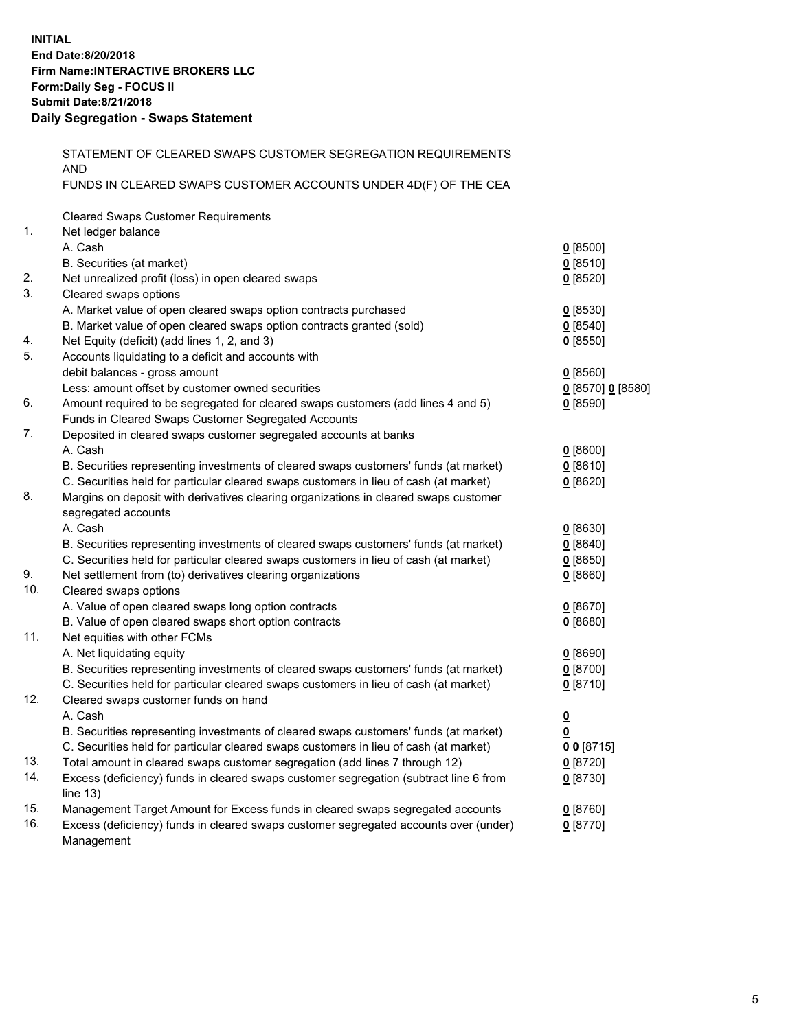**INITIAL**
**End Date:8/20/2018**
**Firm Name:INTERACTIVE BROKERS LLC**
**Form:Daily Seg - FOCUS II**
**Submit Date:8/21/2018**
**Daily Segregation - Swaps Statement**

STATEMENT OF CLEARED SWAPS CUSTOMER SEGREGATION REQUIREMENTS
AND
FUNDS IN CLEARED SWAPS CUSTOMER ACCOUNTS UNDER 4D(F) OF THE CEA

| | | |
|---|---|---|
| | Cleared Swaps Customer Requirements | |
| 1. | Net ledger balance | |
| | A. Cash | 0 [8500] |
| | B. Securities (at market) | 0 [8510] |
| 2. | Net unrealized profit (loss) in open cleared swaps | 0 [8520] |
| 3. | Cleared swaps options | |
| | A. Market value of open cleared swaps option contracts purchased | 0 [8530] |
| | B. Market value of open cleared swaps option contracts granted (sold) | 0 [8540] |
| 4. | Net Equity (deficit) (add lines 1, 2, and 3) | 0 [8550] |
| 5. | Accounts liquidating to a deficit and accounts with | |
| | debit balances - gross amount | 0 [8560] |
| | Less: amount offset by customer owned securities | 0 [8570] 0 [8580] |
| 6. | Amount required to be segregated for cleared swaps customers (add lines 4 and 5) | 0 [8590] |
| | Funds in Cleared Swaps Customer Segregated Accounts | |
| 7. | Deposited in cleared swaps customer segregated accounts at banks | |
| | A. Cash | 0 [8600] |
| | B. Securities representing investments of cleared swaps customers' funds (at market) | 0 [8610] |
| | C. Securities held for particular cleared swaps customers in lieu of cash (at market) | 0 [8620] |
| 8. | Margins on deposit with derivatives clearing organizations in cleared swaps customer segregated accounts | |
| | A. Cash | 0 [8630] |
| | B. Securities representing investments of cleared swaps customers' funds (at market) | 0 [8640] |
| | C. Securities held for particular cleared swaps customers in lieu of cash (at market) | 0 [8650] |
| 9. | Net settlement from (to) derivatives clearing organizations | 0 [8660] |
| 10. | Cleared swaps options | |
| | A. Value of open cleared swaps long option contracts | 0 [8670] |
| | B. Value of open cleared swaps short option contracts | 0 [8680] |
| 11. | Net equities with other FCMs | |
| | A. Net liquidating equity | 0 [8690] |
| | B. Securities representing investments of cleared swaps customers' funds (at market) | 0 [8700] |
| | C. Securities held for particular cleared swaps customers in lieu of cash (at market) | 0 [8710] |
| 12. | Cleared swaps customer funds on hand | |
| | A. Cash | 0 |
| | B. Securities representing investments of cleared swaps customers' funds (at market) | 0 |
| | C. Securities held for particular cleared swaps customers in lieu of cash (at market) | 0 0 [8715] |
| 13. | Total amount in cleared swaps customer segregation (add lines 7 through 12) | 0 [8720] |
| 14. | Excess (deficiency) funds in cleared swaps customer segregation (subtract line 6 from line 13) | 0 [8730] |
| 15. | Management Target Amount for Excess funds in cleared swaps segregated accounts | 0 [8760] |
| 16. | Excess (deficiency) funds in cleared swaps customer segregated accounts over (under) Management | 0 [8770] |